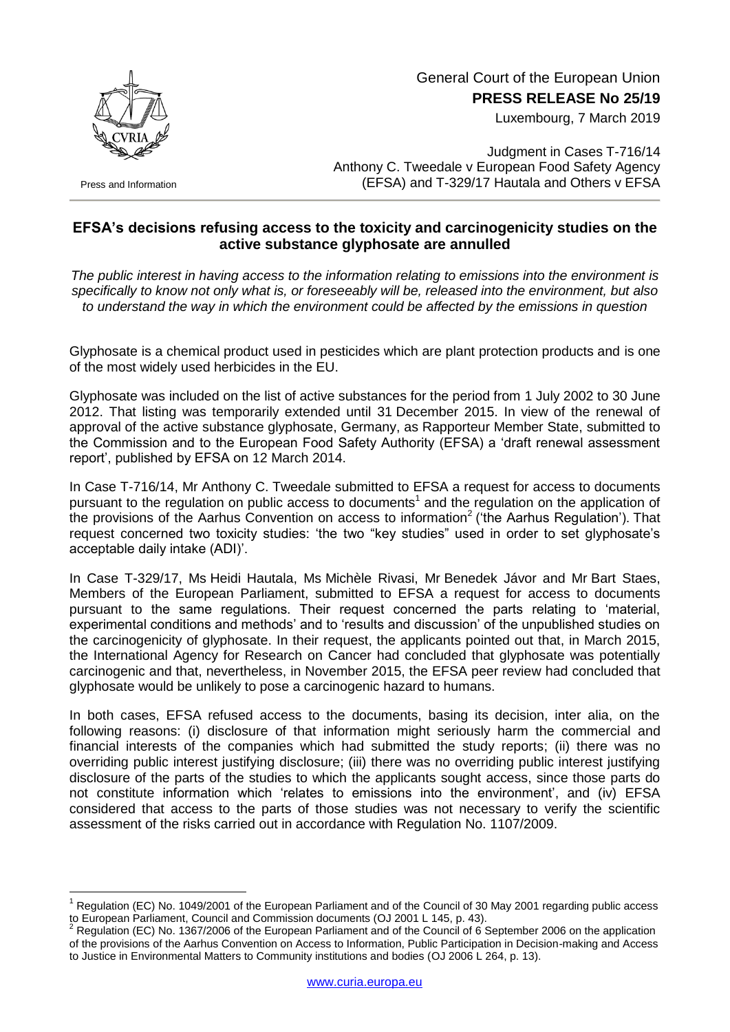General Court of the European Union

**PRESS RELEASE No 25/19**

Luxembourg, 7 March 2019

Press and Information

Judgment in Cases T-716/14
Anthony C. Tweedale v European Food Safety Agency (EFSA) and T-329/17 Hautala and Others v EFSA

## EFSA's decisions refusing access to the toxicity and carcinogenicity studies on the active substance glyphosate are annulled

*The public interest in having access to the information relating to emissions into the environment is specifically to know not only what is, or foreseeably will be, released into the environment, but also to understand the way in which the environment could be affected by the emissions in question*

Glyphosate is a chemical product used in pesticides which are plant protection products and is one of the most widely used herbicides in the EU.

Glyphosate was included on the list of active substances for the period from 1 July 2002 to 30 June 2012. That listing was temporarily extended until 31 December 2015. In view of the renewal of approval of the active substance glyphosate, Germany, as Rapporteur Member State, submitted to the Commission and to the European Food Safety Authority (EFSA) a 'draft renewal assessment report', published by EFSA on 12 March 2014.

In Case T-716/14, Mr Anthony C. Tweedale submitted to EFSA a request for access to documents pursuant to the regulation on public access to documents[1] and the regulation on the application of the provisions of the Aarhus Convention on access to information[2] ('the Aarhus Regulation'). That request concerned two toxicity studies: 'the two "key studies" used in order to set glyphosate's acceptable daily intake (ADI)'.

In Case T-329/17, Ms Heidi Hautala, Ms Michèle Rivasi, Mr Benedek Jávor and Mr Bart Staes, Members of the European Parliament, submitted to EFSA a request for access to documents pursuant to the same regulations. Their request concerned the parts relating to 'material, experimental conditions and methods' and to 'results and discussion' of the unpublished studies on the carcinogenicity of glyphosate. In their request, the applicants pointed out that, in March 2015, the International Agency for Research on Cancer had concluded that glyphosate was potentially carcinogenic and that, nevertheless, in November 2015, the EFSA peer review had concluded that glyphosate would be unlikely to pose a carcinogenic hazard to humans.

In both cases, EFSA refused access to the documents, basing its decision, inter alia, on the following reasons: (i) disclosure of that information might seriously harm the commercial and financial interests of the companies which had submitted the study reports; (ii) there was no overriding public interest justifying disclosure; (iii) there was no overriding public interest justifying disclosure of the parts of the studies to which the applicants sought access, since those parts do not constitute information which 'relates to emissions into the environment', and (iv) EFSA considered that access to the parts of those studies was not necessary to verify the scientific assessment of the risks carried out in accordance with Regulation No. 1107/2009.

---

[1] Regulation (EC) No. 1049/2001 of the European Parliament and of the Council of 30 May 2001 regarding public access to European Parliament, Council and Commission documents (OJ 2001 L 145, p. 43).

[2] Regulation (EC) No. 1367/2006 of the European Parliament and of the Council of 6 September 2006 on the application of the provisions of the Aarhus Convention on Access to Information, Public Participation in Decision-making and Access to Justice in Environmental Matters to Community institutions and bodies (OJ 2006 L 264, p. 13).

www.curia.europa.eu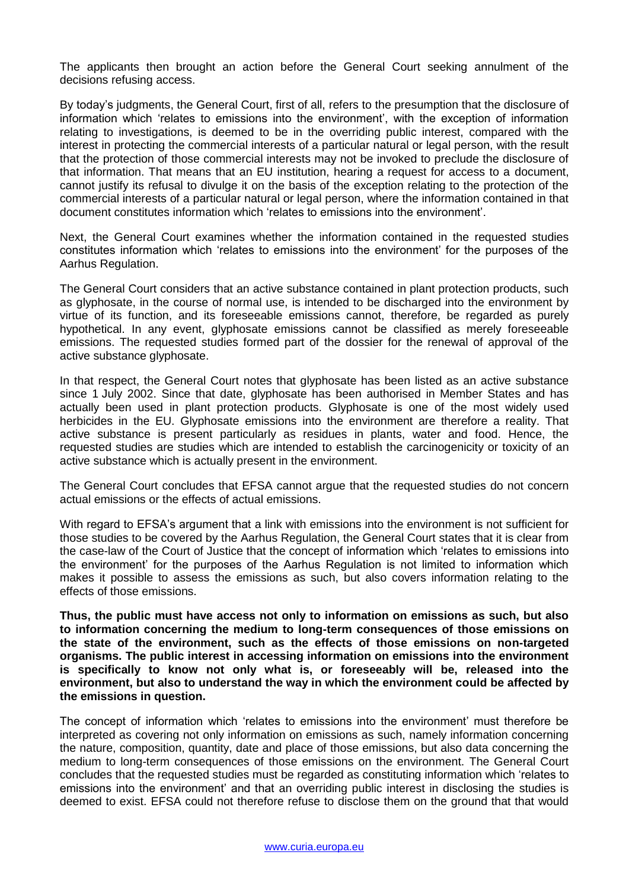The applicants then brought an action before the General Court seeking annulment of the decisions refusing access.

By today's judgments, the General Court, first of all, refers to the presumption that the disclosure of information which 'relates to emissions into the environment', with the exception of information relating to investigations, is deemed to be in the overriding public interest, compared with the interest in protecting the commercial interests of a particular natural or legal person, with the result that the protection of those commercial interests may not be invoked to preclude the disclosure of that information. That means that an EU institution, hearing a request for access to a document, cannot justify its refusal to divulge it on the basis of the exception relating to the protection of the commercial interests of a particular natural or legal person, where the information contained in that document constitutes information which 'relates to emissions into the environment'.

Next, the General Court examines whether the information contained in the requested studies constitutes information which 'relates to emissions into the environment' for the purposes of the Aarhus Regulation.

The General Court considers that an active substance contained in plant protection products, such as glyphosate, in the course of normal use, is intended to be discharged into the environment by virtue of its function, and its foreseeable emissions cannot, therefore, be regarded as purely hypothetical. In any event, glyphosate emissions cannot be classified as merely foreseeable emissions. The requested studies formed part of the dossier for the renewal of approval of the active substance glyphosate.

In that respect, the General Court notes that glyphosate has been listed as an active substance since 1 July 2002. Since that date, glyphosate has been authorised in Member States and has actually been used in plant protection products. Glyphosate is one of the most widely used herbicides in the EU. Glyphosate emissions into the environment are therefore a reality. That active substance is present particularly as residues in plants, water and food. Hence, the requested studies are studies which are intended to establish the carcinogenicity or toxicity of an active substance which is actually present in the environment.

The General Court concludes that EFSA cannot argue that the requested studies do not concern actual emissions or the effects of actual emissions.

With regard to EFSA's argument that a link with emissions into the environment is not sufficient for those studies to be covered by the Aarhus Regulation, the General Court states that it is clear from the case-law of the Court of Justice that the concept of information which 'relates to emissions into the environment' for the purposes of the Aarhus Regulation is not limited to information which makes it possible to assess the emissions as such, but also covers information relating to the effects of those emissions.

**Thus, the public must have access not only to information on emissions as such, but also to information concerning the medium to long-term consequences of those emissions on the state of the environment, such as the effects of those emissions on non-targeted organisms. The public interest in accessing information on emissions into the environment is specifically to know not only what is, or foreseeably will be, released into the environment, but also to understand the way in which the environment could be affected by the emissions in question.**

The concept of information which 'relates to emissions into the environment' must therefore be interpreted as covering not only information on emissions as such, namely information concerning the nature, composition, quantity, date and place of those emissions, but also data concerning the medium to long-term consequences of those emissions on the environment. The General Court concludes that the requested studies must be regarded as constituting information which 'relates to emissions into the environment' and that an overriding public interest in disclosing the studies is deemed to exist. EFSA could not therefore refuse to disclose them on the ground that that would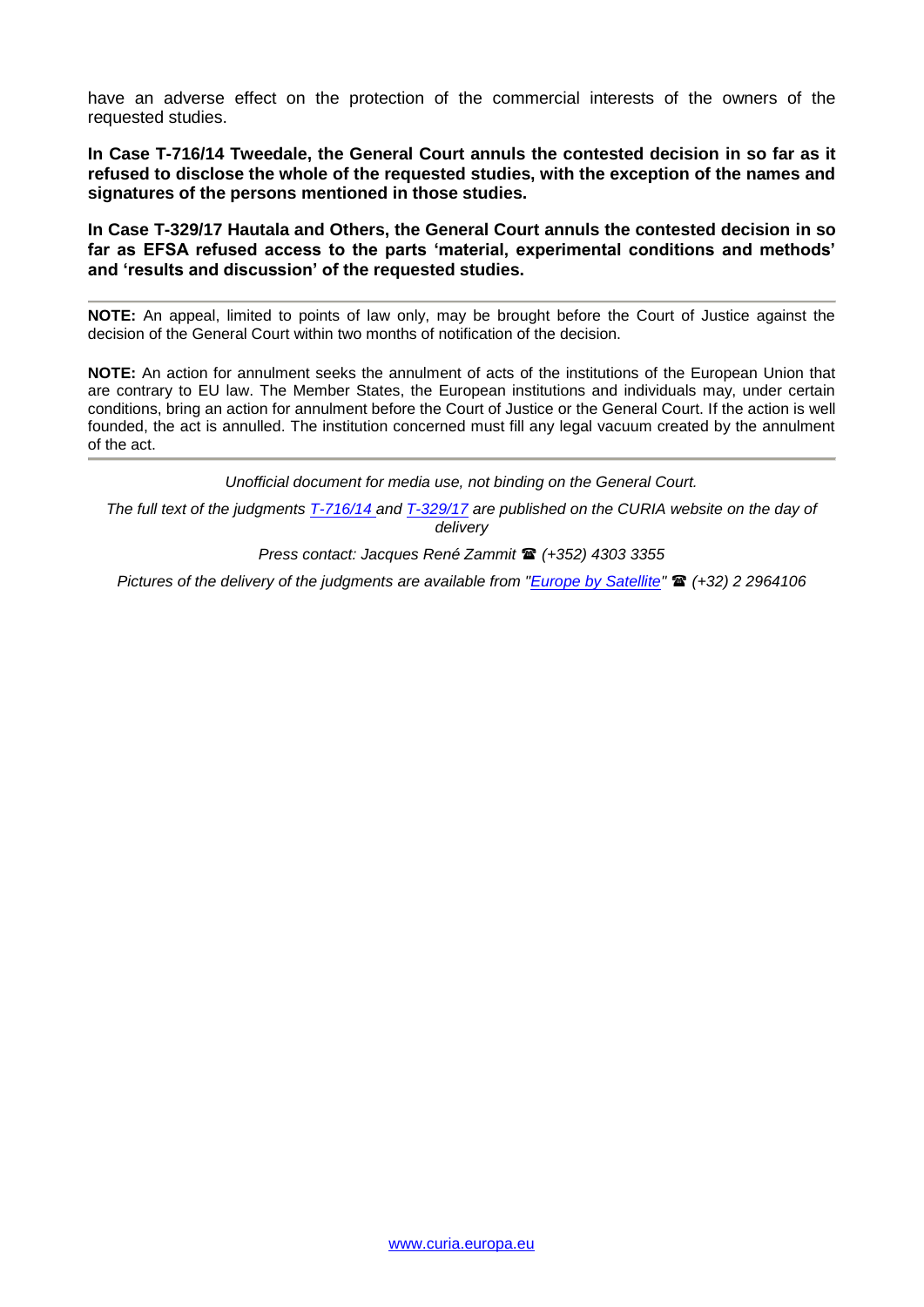have an adverse effect on the protection of the commercial interests of the owners of the requested studies.

**In Case T-716/14 Tweedale, the General Court annuls the contested decision in so far as it refused to disclose the whole of the requested studies, with the exception of the names and signatures of the persons mentioned in those studies.**

**In Case T-329/17 Hautala and Others, the General Court annuls the contested decision in so far as EFSA refused access to the parts 'material, experimental conditions and methods' and 'results and discussion' of the requested studies.**

---

**NOTE:** An appeal, limited to points of law only, may be brought before the Court of Justice against the decision of the General Court within two months of notification of the decision.

**NOTE:** An action for annulment seeks the annulment of acts of the institutions of the European Union that are contrary to EU law. The Member States, the European institutions and individuals may, under certain conditions, bring an action for annulment before the Court of Justice or the General Court. If the action is well founded, the act is annulled. The institution concerned must fill any legal vacuum created by the annulment of the act.

---

*Unofficial document for media use, not binding on the General Court.*

*The full text of the judgments T-716/14 and T-329/17 are published on the CURIA website on the day of delivery*

*Press contact: Jacques René Zammit ☎ (+352) 4303 3355*

*Pictures of the delivery of the judgments are available from "Europe by Satellite" ☎ (+32) 2 2964106*